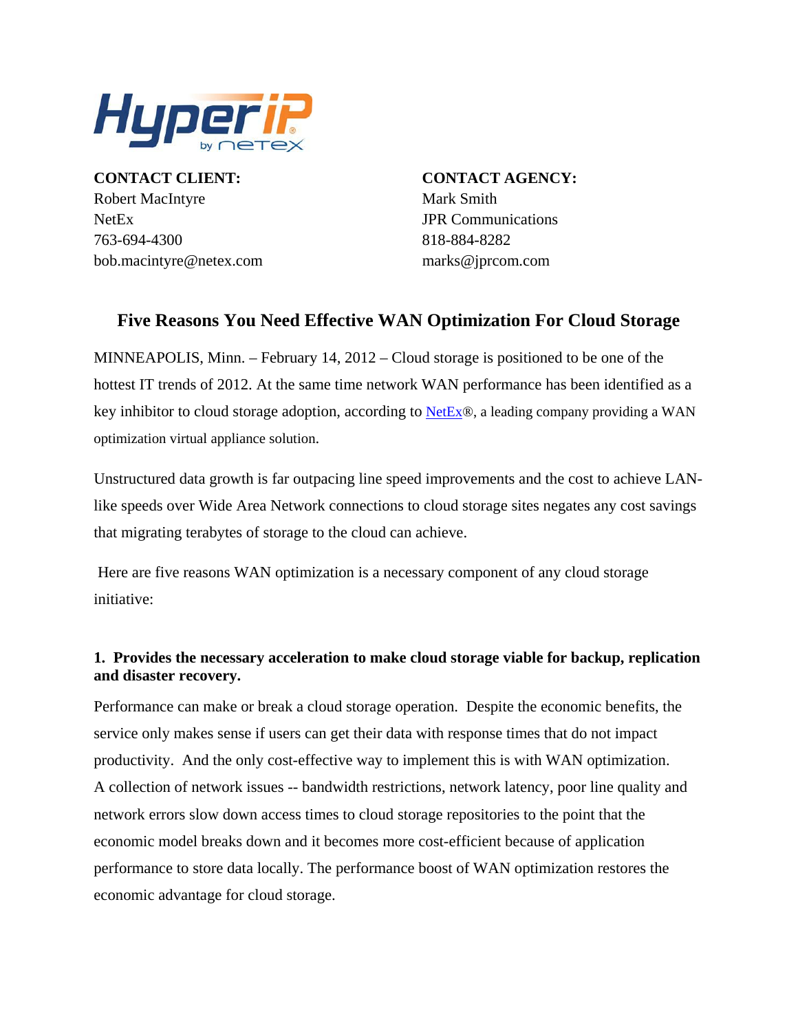**CONTACT CLIENT:**
Robert MacIntyre
NetEx
763-694-4300
bob.macintyre@netex.com

**CONTACT AGENCY:**
Mark Smith
JPR Communications
818-884-8282
marks@jprcom.com

# Five Reasons You Need Effective WAN Optimization For Cloud Storage

MINNEAPOLIS, Minn. – February 14, 2012 – Cloud storage is positioned to be one of the hottest IT trends of 2012. At the same time network WAN performance has been identified as a key inhibitor to cloud storage adoption, according to NetEx®, a leading company providing a WAN optimization virtual appliance solution.

Unstructured data growth is far outpacing line speed improvements and the cost to achieve LAN-like speeds over Wide Area Network connections to cloud storage sites negates any cost savings that migrating terabytes of storage to the cloud can achieve.

Here are five reasons WAN optimization is a necessary component of any cloud storage initiative:

**1. Provides the necessary acceleration to make cloud storage viable for backup, replication and disaster recovery.**

Performance can make or break a cloud storage operation. Despite the economic benefits, the service only makes sense if users can get their data with response times that do not impact productivity. And the only cost-effective way to implement this is with WAN optimization. A collection of network issues -- bandwidth restrictions, network latency, poor line quality and network errors slow down access times to cloud storage repositories to the point that the economic model breaks down and it becomes more cost-efficient because of application performance to store data locally. The performance boost of WAN optimization restores the economic advantage for cloud storage.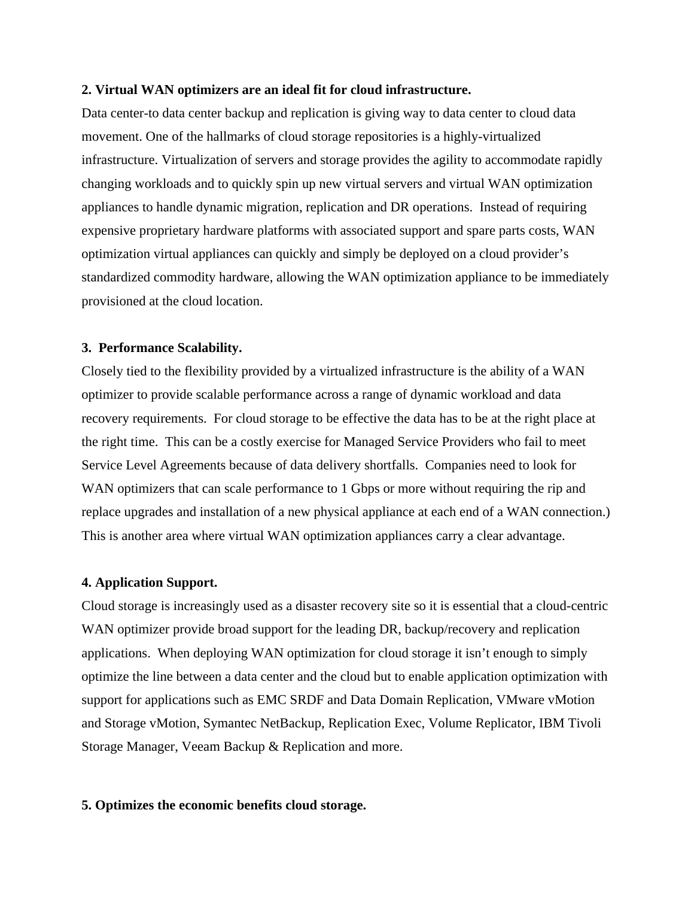**2. Virtual WAN optimizers are an ideal fit for cloud infrastructure.**

Data center-to data center backup and replication is giving way to data center to cloud data movement. One of the hallmarks of cloud storage repositories is a highly-virtualized infrastructure. Virtualization of servers and storage provides the agility to accommodate rapidly changing workloads and to quickly spin up new virtual servers and virtual WAN optimization appliances to handle dynamic migration, replication and DR operations. Instead of requiring expensive proprietary hardware platforms with associated support and spare parts costs, WAN optimization virtual appliances can quickly and simply be deployed on a cloud provider's standardized commodity hardware, allowing the WAN optimization appliance to be immediately provisioned at the cloud location.

**3. Performance Scalability.**

Closely tied to the flexibility provided by a virtualized infrastructure is the ability of a WAN optimizer to provide scalable performance across a range of dynamic workload and data recovery requirements. For cloud storage to be effective the data has to be at the right place at the right time. This can be a costly exercise for Managed Service Providers who fail to meet Service Level Agreements because of data delivery shortfalls. Companies need to look for WAN optimizers that can scale performance to 1 Gbps or more without requiring the rip and replace upgrades and installation of a new physical appliance at each end of a WAN connection.) This is another area where virtual WAN optimization appliances carry a clear advantage.

**4. Application Support.**

Cloud storage is increasingly used as a disaster recovery site so it is essential that a cloud-centric WAN optimizer provide broad support for the leading DR, backup/recovery and replication applications. When deploying WAN optimization for cloud storage it isn't enough to simply optimize the line between a data center and the cloud but to enable application optimization with support for applications such as EMC SRDF and Data Domain Replication, VMware vMotion and Storage vMotion, Symantec NetBackup, Replication Exec, Volume Replicator, IBM Tivoli Storage Manager, Veeam Backup & Replication and more.

**5. Optimizes the economic benefits cloud storage.**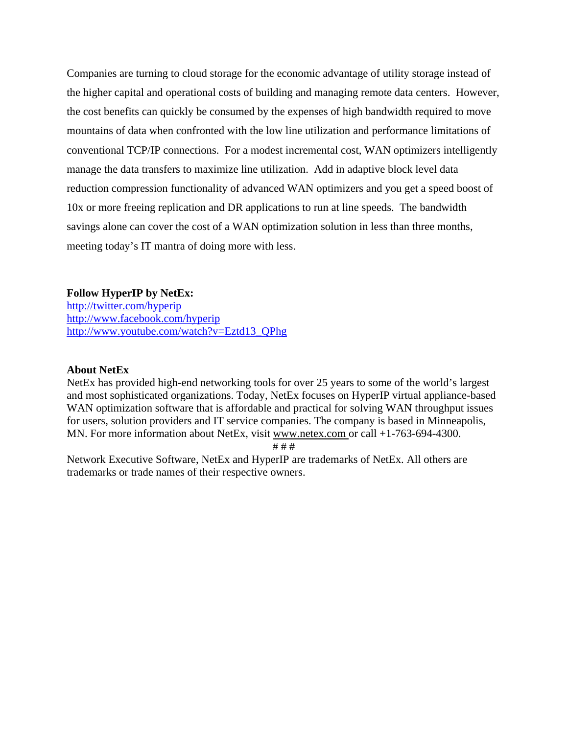Companies are turning to cloud storage for the economic advantage of utility storage instead of the higher capital and operational costs of building and managing remote data centers. However, the cost benefits can quickly be consumed by the expenses of high bandwidth required to move mountains of data when confronted with the low line utilization and performance limitations of conventional TCP/IP connections. For a modest incremental cost, WAN optimizers intelligently manage the data transfers to maximize line utilization. Add in adaptive block level data reduction compression functionality of advanced WAN optimizers and you get a speed boost of 10x or more freeing replication and DR applications to run at line speeds. The bandwidth savings alone can cover the cost of a WAN optimization solution in less than three months, meeting today's IT mantra of doing more with less.

**Follow HyperIP by NetEx:**
http://twitter.com/hyperip
http://www.facebook.com/hyperip
http://www.youtube.com/watch?v=Eztd13_QPhg

**About NetEx**

NetEx has provided high-end networking tools for over 25 years to some of the world's largest and most sophisticated organizations. Today, NetEx focuses on HyperIP virtual appliance-based WAN optimization software that is affordable and practical for solving WAN throughput issues for users, solution providers and IT service companies. The company is based in Minneapolis, MN. For more information about NetEx, visit www.netex.com or call +1-763-694-4300.

# # #

Network Executive Software, NetEx and HyperIP are trademarks of NetEx. All others are trademarks or trade names of their respective owners.